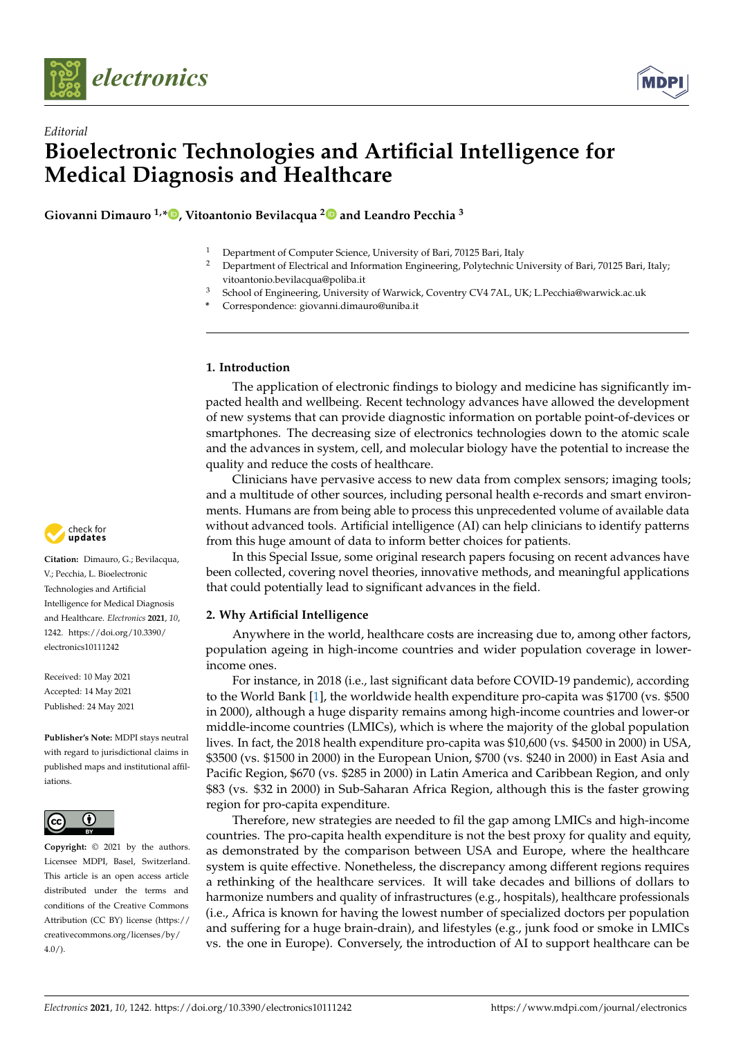*Editorial*

# Bioelectronic Technologies and Artificial Intelligence for Medical Diagnosis and Healthcare

**Giovanni Dimauro [1,*], Vitoantonio Bevilacqua [2] and Leandro Pecchia [3]**

[1] Department of Computer Science, University of Bari, 70125 Bari, Italy
[2] Department of Electrical and Information Engineering, Polytechnic University of Bari, 70125 Bari, Italy; vitoantonio.bevilacqua@poliba.it
[3] School of Engineering, University of Warwick, Coventry CV4 7AL, UK; L.Pecchia@warwick.ac.uk
\* Correspondence: giovanni.dimauro@uniba.it

**Citation:** Dimauro, G.; Bevilacqua, V.; Pecchia, L. Bioelectronic Technologies and Artificial Intelligence for Medical Diagnosis and Healthcare. *Electronics* **2021**, *10*, 1242. https://doi.org/10.3390/electronics10111242

Received: 10 May 2021
Accepted: 14 May 2021
Published: 24 May 2021

**Publisher's Note:** MDPI stays neutral with regard to jurisdictional claims in published maps and institutional affiliations.

**Copyright:** © 2021 by the authors. Licensee MDPI, Basel, Switzerland. This article is an open access article distributed under the terms and conditions of the Creative Commons Attribution (CC BY) license (https://creativecommons.org/licenses/by/4.0/).

## 1. Introduction

The application of electronic findings to biology and medicine has significantly impacted health and wellbeing. Recent technology advances have allowed the development of new systems that can provide diagnostic information on portable point-of-devices or smartphones. The decreasing size of electronics technologies down to the atomic scale and the advances in system, cell, and molecular biology have the potential to increase the quality and reduce the costs of healthcare.

Clinicians have pervasive access to new data from complex sensors; imaging tools; and a multitude of other sources, including personal health e-records and smart environments. Humans are from being able to process this unprecedented volume of available data without advanced tools. Artificial intelligence (AI) can help clinicians to identify patterns from this huge amount of data to inform better choices for patients.

In this Special Issue, some original research papers focusing on recent advances have been collected, covering novel theories, innovative methods, and meaningful applications that could potentially lead to significant advances in the field.

## 2. Why Artificial Intelligence

Anywhere in the world, healthcare costs are increasing due to, among other factors, population ageing in high-income countries and wider population coverage in lower-income ones.

For instance, in 2018 (i.e., last significant data before COVID-19 pandemic), according to the World Bank [1], the worldwide health expenditure pro-capita was $1700 (vs. $500 in 2000), although a huge disparity remains among high-income countries and lower-or middle-income countries (LMICs), which is where the majority of the global population lives. In fact, the 2018 health expenditure pro-capita was $10,600 (vs. $4500 in 2000) in USA, $3500 (vs. $1500 in 2000) in the European Union, $700 (vs. $240 in 2000) in East Asia and Pacific Region, $670 (vs. $285 in 2000) in Latin America and Caribbean Region, and only $83 (vs. $32 in 2000) in Sub-Saharan Africa Region, although this is the faster growing region for pro-capita expenditure.

Therefore, new strategies are needed to fil the gap among LMICs and high-income countries. The pro-capita health expenditure is not the best proxy for quality and equity, as demonstrated by the comparison between USA and Europe, where the healthcare system is quite effective. Nonetheless, the discrepancy among different regions requires a rethinking of the healthcare services. It will take decades and billions of dollars to harmonize numbers and quality of infrastructures (e.g., hospitals), healthcare professionals (i.e., Africa is known for having the lowest number of specialized doctors per population and suffering for a huge brain-drain), and lifestyles (e.g., junk food or smoke in LMICs vs. the one in Europe). Conversely, the introduction of AI to support healthcare can be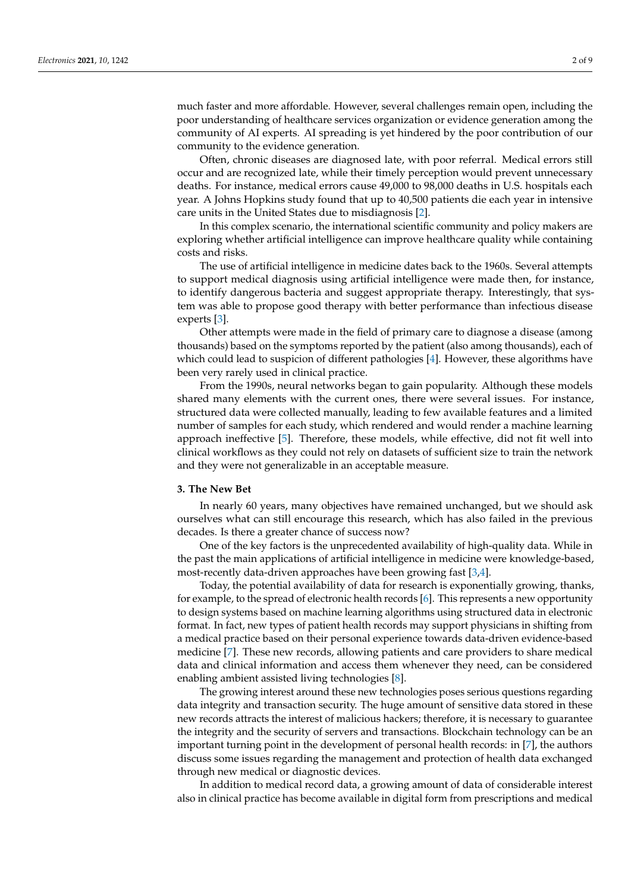much faster and more affordable. However, several challenges remain open, including the poor understanding of healthcare services organization or evidence generation among the community of AI experts. AI spreading is yet hindered by the poor contribution of our community to the evidence generation.

Often, chronic diseases are diagnosed late, with poor referral. Medical errors still occur and are recognized late, while their timely perception would prevent unnecessary deaths. For instance, medical errors cause 49,000 to 98,000 deaths in U.S. hospitals each year. A Johns Hopkins study found that up to 40,500 patients die each year in intensive care units in the United States due to misdiagnosis [2].

In this complex scenario, the international scientific community and policy makers are exploring whether artificial intelligence can improve healthcare quality while containing costs and risks.

The use of artificial intelligence in medicine dates back to the 1960s. Several attempts to support medical diagnosis using artificial intelligence were made then, for instance, to identify dangerous bacteria and suggest appropriate therapy. Interestingly, that system was able to propose good therapy with better performance than infectious disease experts [3].

Other attempts were made in the field of primary care to diagnose a disease (among thousands) based on the symptoms reported by the patient (also among thousands), each of which could lead to suspicion of different pathologies [4]. However, these algorithms have been very rarely used in clinical practice.

From the 1990s, neural networks began to gain popularity. Although these models shared many elements with the current ones, there were several issues. For instance, structured data were collected manually, leading to few available features and a limited number of samples for each study, which rendered and would render a machine learning approach ineffective [5]. Therefore, these models, while effective, did not fit well into clinical workflows as they could not rely on datasets of sufficient size to train the network and they were not generalizable in an acceptable measure.

## 3. The New Bet

In nearly 60 years, many objectives have remained unchanged, but we should ask ourselves what can still encourage this research, which has also failed in the previous decades. Is there a greater chance of success now?

One of the key factors is the unprecedented availability of high-quality data. While in the past the main applications of artificial intelligence in medicine were knowledge-based, most-recently data-driven approaches have been growing fast [3,4].

Today, the potential availability of data for research is exponentially growing, thanks, for example, to the spread of electronic health records [6]. This represents a new opportunity to design systems based on machine learning algorithms using structured data in electronic format. In fact, new types of patient health records may support physicians in shifting from a medical practice based on their personal experience towards data-driven evidence-based medicine [7]. These new records, allowing patients and care providers to share medical data and clinical information and access them whenever they need, can be considered enabling ambient assisted living technologies [8].

The growing interest around these new technologies poses serious questions regarding data integrity and transaction security. The huge amount of sensitive data stored in these new records attracts the interest of malicious hackers; therefore, it is necessary to guarantee the integrity and the security of servers and transactions. Blockchain technology can be an important turning point in the development of personal health records: in [7], the authors discuss some issues regarding the management and protection of health data exchanged through new medical or diagnostic devices.

In addition to medical record data, a growing amount of data of considerable interest also in clinical practice has become available in digital form from prescriptions and medical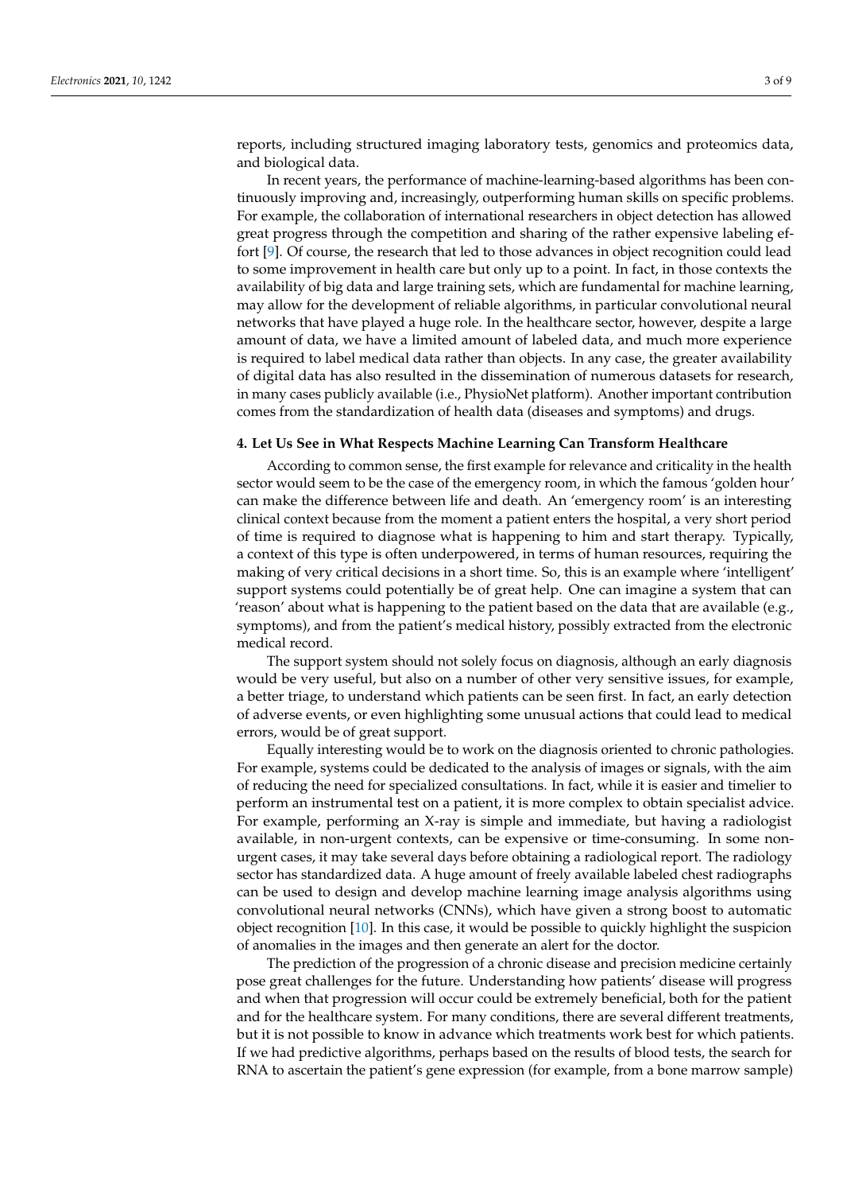reports, including structured imaging laboratory tests, genomics and proteomics data, and biological data.

In recent years, the performance of machine-learning-based algorithms has been continuously improving and, increasingly, outperforming human skills on specific problems. For example, the collaboration of international researchers in object detection has allowed great progress through the competition and sharing of the rather expensive labeling effort [9]. Of course, the research that led to those advances in object recognition could lead to some improvement in health care but only up to a point. In fact, in those contexts the availability of big data and large training sets, which are fundamental for machine learning, may allow for the development of reliable algorithms, in particular convolutional neural networks that have played a huge role. In the healthcare sector, however, despite a large amount of data, we have a limited amount of labeled data, and much more experience is required to label medical data rather than objects. In any case, the greater availability of digital data has also resulted in the dissemination of numerous datasets for research, in many cases publicly available (i.e., PhysioNet platform). Another important contribution comes from the standardization of health data (diseases and symptoms) and drugs.

## 4. Let Us See in What Respects Machine Learning Can Transform Healthcare

According to common sense, the first example for relevance and criticality in the health sector would seem to be the case of the emergency room, in which the famous 'golden hour' can make the difference between life and death. An 'emergency room' is an interesting clinical context because from the moment a patient enters the hospital, a very short period of time is required to diagnose what is happening to him and start therapy. Typically, a context of this type is often underpowered, in terms of human resources, requiring the making of very critical decisions in a short time. So, this is an example where 'intelligent' support systems could potentially be of great help. One can imagine a system that can 'reason' about what is happening to the patient based on the data that are available (e.g., symptoms), and from the patient's medical history, possibly extracted from the electronic medical record.

The support system should not solely focus on diagnosis, although an early diagnosis would be very useful, but also on a number of other very sensitive issues, for example, a better triage, to understand which patients can be seen first. In fact, an early detection of adverse events, or even highlighting some unusual actions that could lead to medical errors, would be of great support.

Equally interesting would be to work on the diagnosis oriented to chronic pathologies. For example, systems could be dedicated to the analysis of images or signals, with the aim of reducing the need for specialized consultations. In fact, while it is easier and timelier to perform an instrumental test on a patient, it is more complex to obtain specialist advice. For example, performing an X-ray is simple and immediate, but having a radiologist available, in non-urgent contexts, can be expensive or time-consuming. In some non-urgent cases, it may take several days before obtaining a radiological report. The radiology sector has standardized data. A huge amount of freely available labeled chest radiographs can be used to design and develop machine learning image analysis algorithms using convolutional neural networks (CNNs), which have given a strong boost to automatic object recognition [10]. In this case, it would be possible to quickly highlight the suspicion of anomalies in the images and then generate an alert for the doctor.

The prediction of the progression of a chronic disease and precision medicine certainly pose great challenges for the future. Understanding how patients' disease will progress and when that progression will occur could be extremely beneficial, both for the patient and for the healthcare system. For many conditions, there are several different treatments, but it is not possible to know in advance which treatments work best for which patients. If we had predictive algorithms, perhaps based on the results of blood tests, the search for RNA to ascertain the patient's gene expression (for example, from a bone marrow sample)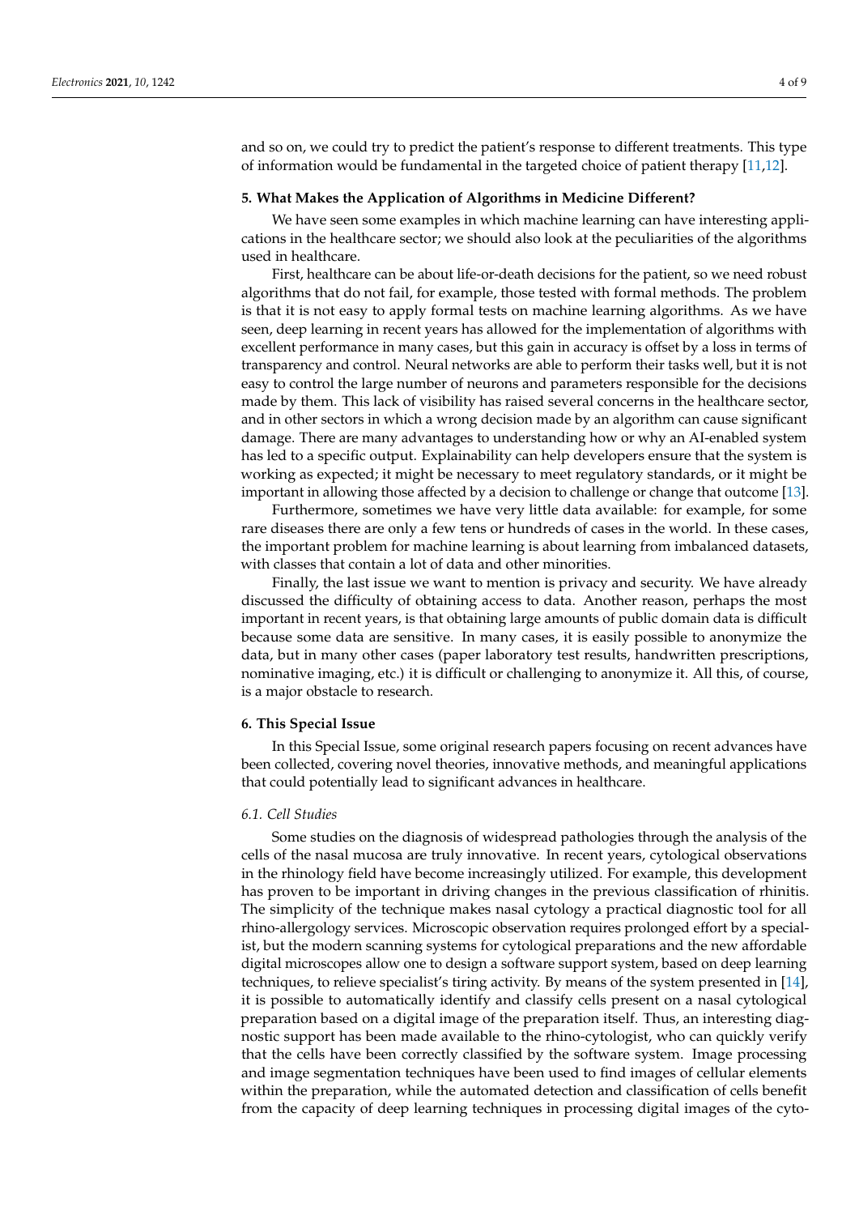and so on, we could try to predict the patient's response to different treatments. This type of information would be fundamental in the targeted choice of patient therapy [11,12].

## 5. What Makes the Application of Algorithms in Medicine Different?

We have seen some examples in which machine learning can have interesting applications in the healthcare sector; we should also look at the peculiarities of the algorithms used in healthcare.

First, healthcare can be about life-or-death decisions for the patient, so we need robust algorithms that do not fail, for example, those tested with formal methods. The problem is that it is not easy to apply formal tests on machine learning algorithms. As we have seen, deep learning in recent years has allowed for the implementation of algorithms with excellent performance in many cases, but this gain in accuracy is offset by a loss in terms of transparency and control. Neural networks are able to perform their tasks well, but it is not easy to control the large number of neurons and parameters responsible for the decisions made by them. This lack of visibility has raised several concerns in the healthcare sector, and in other sectors in which a wrong decision made by an algorithm can cause significant damage. There are many advantages to understanding how or why an AI-enabled system has led to a specific output. Explainability can help developers ensure that the system is working as expected; it might be necessary to meet regulatory standards, or it might be important in allowing those affected by a decision to challenge or change that outcome [13].

Furthermore, sometimes we have very little data available: for example, for some rare diseases there are only a few tens or hundreds of cases in the world. In these cases, the important problem for machine learning is about learning from imbalanced datasets, with classes that contain a lot of data and other minorities.

Finally, the last issue we want to mention is privacy and security. We have already discussed the difficulty of obtaining access to data. Another reason, perhaps the most important in recent years, is that obtaining large amounts of public domain data is difficult because some data are sensitive. In many cases, it is easily possible to anonymize the data, but in many other cases (paper laboratory test results, handwritten prescriptions, nominative imaging, etc.) it is difficult or challenging to anonymize it. All this, of course, is a major obstacle to research.

## 6. This Special Issue

In this Special Issue, some original research papers focusing on recent advances have been collected, covering novel theories, innovative methods, and meaningful applications that could potentially lead to significant advances in healthcare.

### *6.1. Cell Studies*

Some studies on the diagnosis of widespread pathologies through the analysis of the cells of the nasal mucosa are truly innovative. In recent years, cytological observations in the rhinology field have become increasingly utilized. For example, this development has proven to be important in driving changes in the previous classification of rhinitis. The simplicity of the technique makes nasal cytology a practical diagnostic tool for all rhino-allergology services. Microscopic observation requires prolonged effort by a specialist, but the modern scanning systems for cytological preparations and the new affordable digital microscopes allow one to design a software support system, based on deep learning techniques, to relieve specialist's tiring activity. By means of the system presented in [14], it is possible to automatically identify and classify cells present on a nasal cytological preparation based on a digital image of the preparation itself. Thus, an interesting diagnostic support has been made available to the rhino-cytologist, who can quickly verify that the cells have been correctly classified by the software system. Image processing and image segmentation techniques have been used to find images of cellular elements within the preparation, while the automated detection and classification of cells benefit from the capacity of deep learning techniques in processing digital images of the cyto-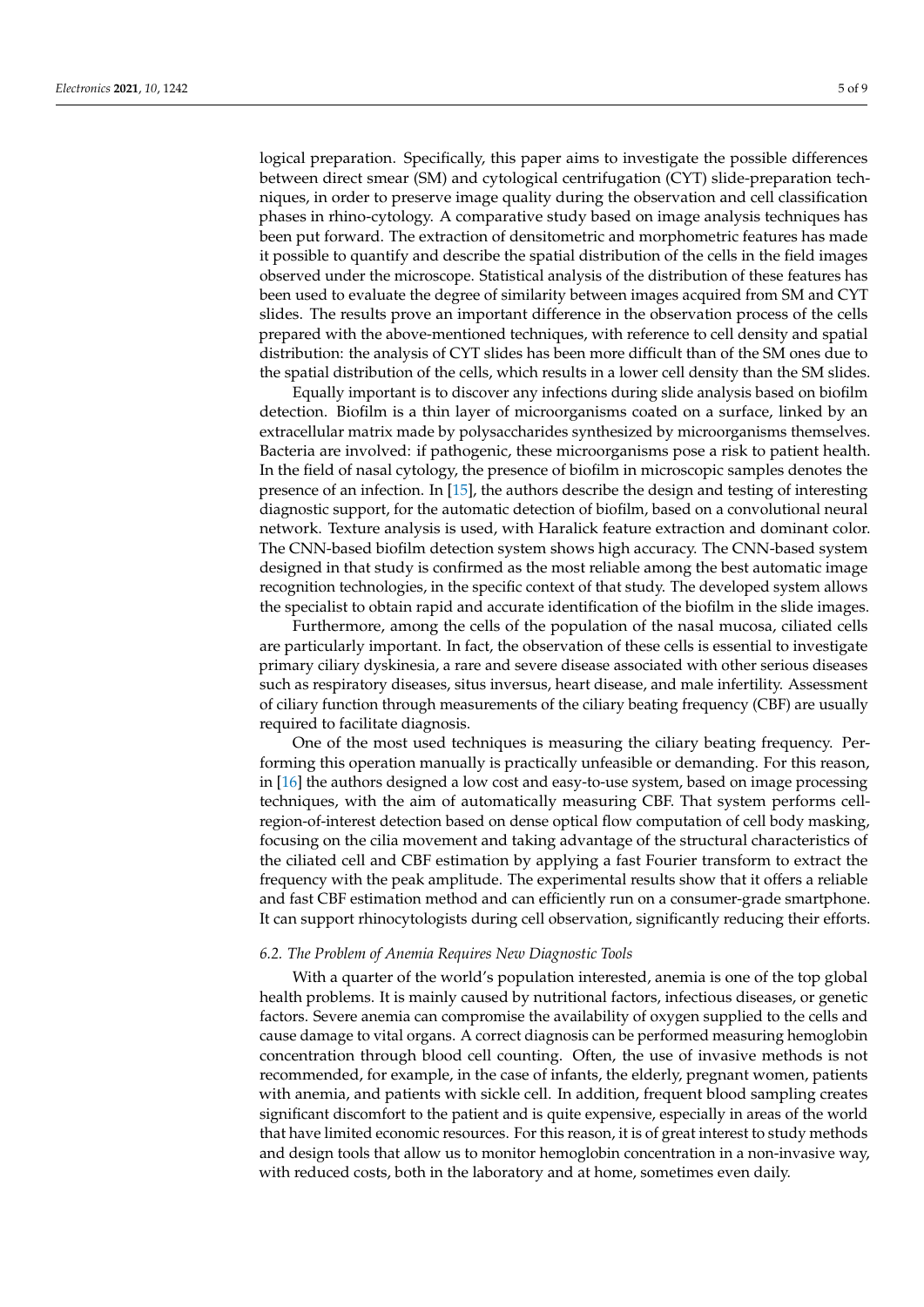logical preparation. Specifically, this paper aims to investigate the possible differences between direct smear (SM) and cytological centrifugation (CYT) slide-preparation techniques, in order to preserve image quality during the observation and cell classification phases in rhino-cytology. A comparative study based on image analysis techniques has been put forward. The extraction of densitometric and morphometric features has made it possible to quantify and describe the spatial distribution of the cells in the field images observed under the microscope. Statistical analysis of the distribution of these features has been used to evaluate the degree of similarity between images acquired from SM and CYT slides. The results prove an important difference in the observation process of the cells prepared with the above-mentioned techniques, with reference to cell density and spatial distribution: the analysis of CYT slides has been more difficult than of the SM ones due to the spatial distribution of the cells, which results in a lower cell density than the SM slides.

Equally important is to discover any infections during slide analysis based on biofilm detection. Biofilm is a thin layer of microorganisms coated on a surface, linked by an extracellular matrix made by polysaccharides synthesized by microorganisms themselves. Bacteria are involved: if pathogenic, these microorganisms pose a risk to patient health. In the field of nasal cytology, the presence of biofilm in microscopic samples denotes the presence of an infection. In [15], the authors describe the design and testing of interesting diagnostic support, for the automatic detection of biofilm, based on a convolutional neural network. Texture analysis is used, with Haralick feature extraction and dominant color. The CNN-based biofilm detection system shows high accuracy. The CNN-based system designed in that study is confirmed as the most reliable among the best automatic image recognition technologies, in the specific context of that study. The developed system allows the specialist to obtain rapid and accurate identification of the biofilm in the slide images.

Furthermore, among the cells of the population of the nasal mucosa, ciliated cells are particularly important. In fact, the observation of these cells is essential to investigate primary ciliary dyskinesia, a rare and severe disease associated with other serious diseases such as respiratory diseases, situs inversus, heart disease, and male infertility. Assessment of ciliary function through measurements of the ciliary beating frequency (CBF) are usually required to facilitate diagnosis.

One of the most used techniques is measuring the ciliary beating frequency. Performing this operation manually is practically unfeasible or demanding. For this reason, in [16] the authors designed a low cost and easy-to-use system, based on image processing techniques, with the aim of automatically measuring CBF. That system performs cell-region-of-interest detection based on dense optical flow computation of cell body masking, focusing on the cilia movement and taking advantage of the structural characteristics of the ciliated cell and CBF estimation by applying a fast Fourier transform to extract the frequency with the peak amplitude. The experimental results show that it offers a reliable and fast CBF estimation method and can efficiently run on a consumer-grade smartphone. It can support rhinocytologists during cell observation, significantly reducing their efforts.

### *6.2. The Problem of Anemia Requires New Diagnostic Tools*

With a quarter of the world's population interested, anemia is one of the top global health problems. It is mainly caused by nutritional factors, infectious diseases, or genetic factors. Severe anemia can compromise the availability of oxygen supplied to the cells and cause damage to vital organs. A correct diagnosis can be performed measuring hemoglobin concentration through blood cell counting. Often, the use of invasive methods is not recommended, for example, in the case of infants, the elderly, pregnant women, patients with anemia, and patients with sickle cell. In addition, frequent blood sampling creates significant discomfort to the patient and is quite expensive, especially in areas of the world that have limited economic resources. For this reason, it is of great interest to study methods and design tools that allow us to monitor hemoglobin concentration in a non-invasive way, with reduced costs, both in the laboratory and at home, sometimes even daily.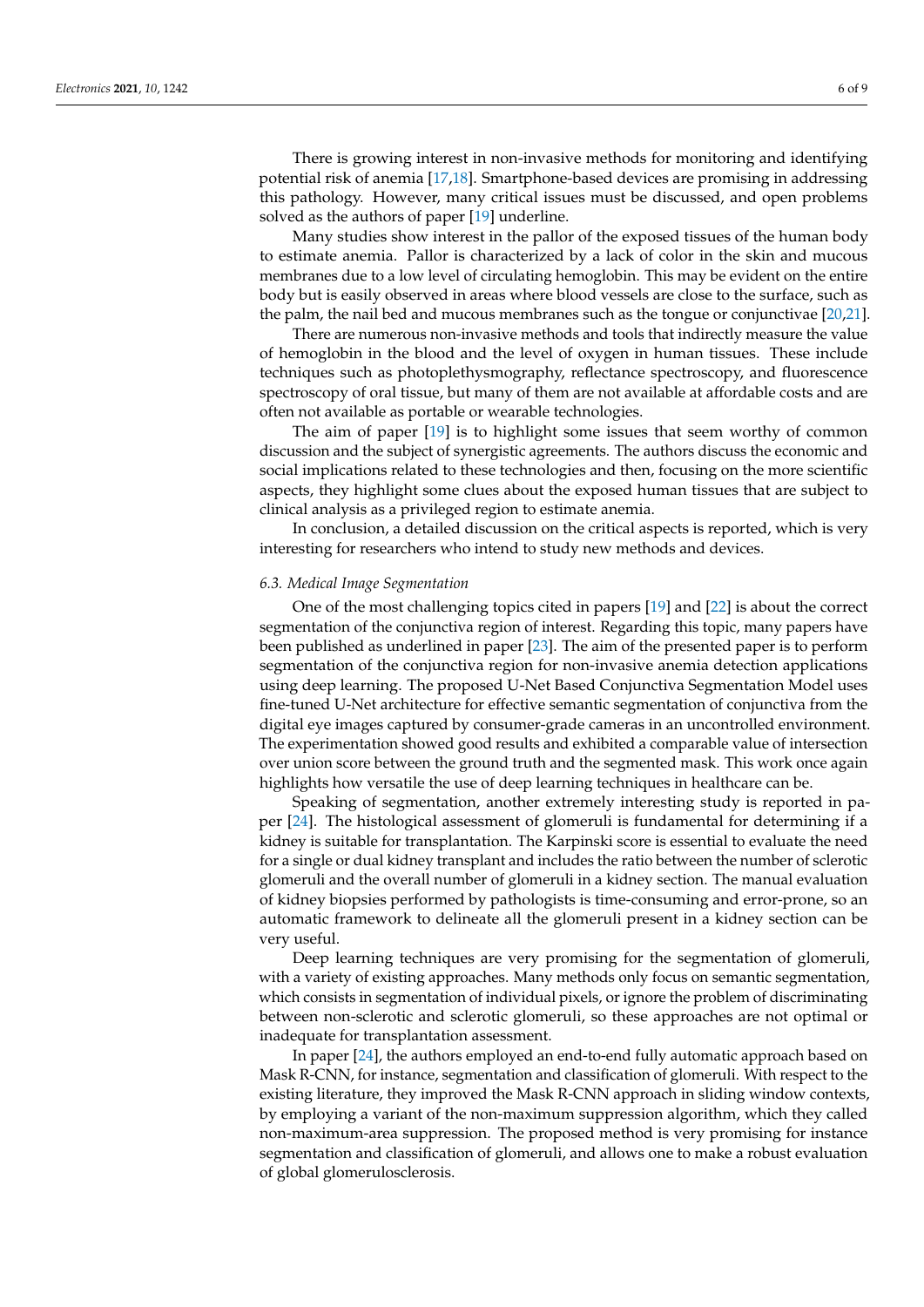There is growing interest in non-invasive methods for monitoring and identifying potential risk of anemia [17,18]. Smartphone-based devices are promising in addressing this pathology. However, many critical issues must be discussed, and open problems solved as the authors of paper [19] underline.

Many studies show interest in the pallor of the exposed tissues of the human body to estimate anemia. Pallor is characterized by a lack of color in the skin and mucous membranes due to a low level of circulating hemoglobin. This may be evident on the entire body but is easily observed in areas where blood vessels are close to the surface, such as the palm, the nail bed and mucous membranes such as the tongue or conjunctivae [20,21].

There are numerous non-invasive methods and tools that indirectly measure the value of hemoglobin in the blood and the level of oxygen in human tissues. These include techniques such as photoplethysmography, reflectance spectroscopy, and fluorescence spectroscopy of oral tissue, but many of them are not available at affordable costs and are often not available as portable or wearable technologies.

The aim of paper [19] is to highlight some issues that seem worthy of common discussion and the subject of synergistic agreements. The authors discuss the economic and social implications related to these technologies and then, focusing on the more scientific aspects, they highlight some clues about the exposed human tissues that are subject to clinical analysis as a privileged region to estimate anemia.

In conclusion, a detailed discussion on the critical aspects is reported, which is very interesting for researchers who intend to study new methods and devices.

### *6.3. Medical Image Segmentation*

One of the most challenging topics cited in papers [19] and [22] is about the correct segmentation of the conjunctiva region of interest. Regarding this topic, many papers have been published as underlined in paper [23]. The aim of the presented paper is to perform segmentation of the conjunctiva region for non-invasive anemia detection applications using deep learning. The proposed U-Net Based Conjunctiva Segmentation Model uses fine-tuned U-Net architecture for effective semantic segmentation of conjunctiva from the digital eye images captured by consumer-grade cameras in an uncontrolled environment. The experimentation showed good results and exhibited a comparable value of intersection over union score between the ground truth and the segmented mask. This work once again highlights how versatile the use of deep learning techniques in healthcare can be.

Speaking of segmentation, another extremely interesting study is reported in paper [24]. The histological assessment of glomeruli is fundamental for determining if a kidney is suitable for transplantation. The Karpinski score is essential to evaluate the need for a single or dual kidney transplant and includes the ratio between the number of sclerotic glomeruli and the overall number of glomeruli in a kidney section. The manual evaluation of kidney biopsies performed by pathologists is time-consuming and error-prone, so an automatic framework to delineate all the glomeruli present in a kidney section can be very useful.

Deep learning techniques are very promising for the segmentation of glomeruli, with a variety of existing approaches. Many methods only focus on semantic segmentation, which consists in segmentation of individual pixels, or ignore the problem of discriminating between non-sclerotic and sclerotic glomeruli, so these approaches are not optimal or inadequate for transplantation assessment.

In paper [24], the authors employed an end-to-end fully automatic approach based on Mask R-CNN, for instance, segmentation and classification of glomeruli. With respect to the existing literature, they improved the Mask R-CNN approach in sliding window contexts, by employing a variant of the non-maximum suppression algorithm, which they called non-maximum-area suppression. The proposed method is very promising for instance segmentation and classification of glomeruli, and allows one to make a robust evaluation of global glomerulosclerosis.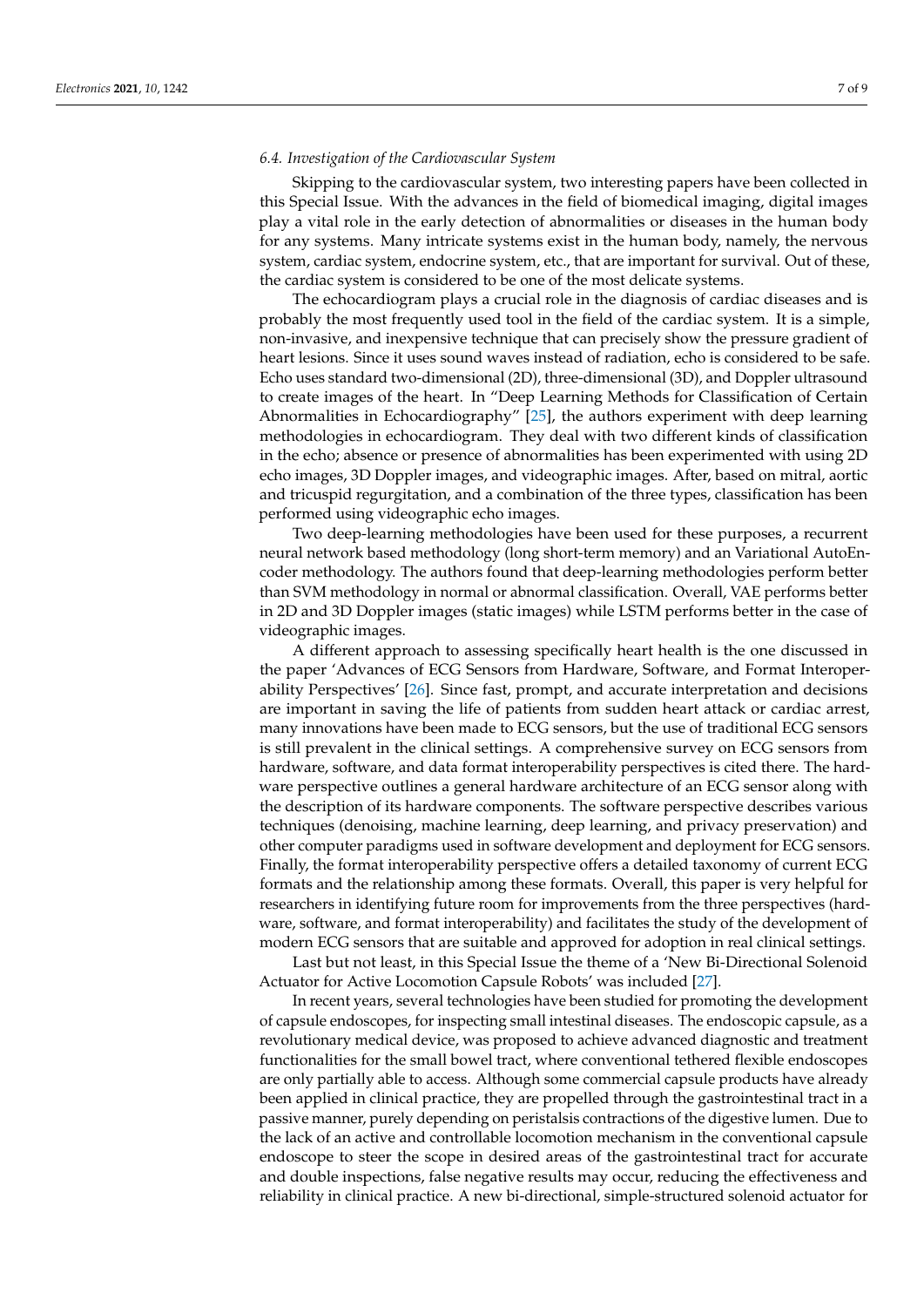### 6.4. Investigation of the Cardiovascular System

Skipping to the cardiovascular system, two interesting papers have been collected in this Special Issue. With the advances in the field of biomedical imaging, digital images play a vital role in the early detection of abnormalities or diseases in the human body for any systems. Many intricate systems exist in the human body, namely, the nervous system, cardiac system, endocrine system, etc., that are important for survival. Out of these, the cardiac system is considered to be one of the most delicate systems.

The echocardiogram plays a crucial role in the diagnosis of cardiac diseases and is probably the most frequently used tool in the field of the cardiac system. It is a simple, non-invasive, and inexpensive technique that can precisely show the pressure gradient of heart lesions. Since it uses sound waves instead of radiation, echo is considered to be safe. Echo uses standard two-dimensional (2D), three-dimensional (3D), and Doppler ultrasound to create images of the heart. In "Deep Learning Methods for Classification of Certain Abnormalities in Echocardiography" [25], the authors experiment with deep learning methodologies in echocardiogram. They deal with two different kinds of classification in the echo; absence or presence of abnormalities has been experimented with using 2D echo images, 3D Doppler images, and videographic images. After, based on mitral, aortic and tricuspid regurgitation, and a combination of the three types, classification has been performed using videographic echo images.

Two deep-learning methodologies have been used for these purposes, a recurrent neural network based methodology (long short-term memory) and an Variational AutoEncoder methodology. The authors found that deep-learning methodologies perform better than SVM methodology in normal or abnormal classification. Overall, VAE performs better in 2D and 3D Doppler images (static images) while LSTM performs better in the case of videographic images.

A different approach to assessing specifically heart health is the one discussed in the paper 'Advances of ECG Sensors from Hardware, Software, and Format Interoperability Perspectives' [26]. Since fast, prompt, and accurate interpretation and decisions are important in saving the life of patients from sudden heart attack or cardiac arrest, many innovations have been made to ECG sensors, but the use of traditional ECG sensors is still prevalent in the clinical settings. A comprehensive survey on ECG sensors from hardware, software, and data format interoperability perspectives is cited there. The hardware perspective outlines a general hardware architecture of an ECG sensor along with the description of its hardware components. The software perspective describes various techniques (denoising, machine learning, deep learning, and privacy preservation) and other computer paradigms used in software development and deployment for ECG sensors. Finally, the format interoperability perspective offers a detailed taxonomy of current ECG formats and the relationship among these formats. Overall, this paper is very helpful for researchers in identifying future room for improvements from the three perspectives (hardware, software, and format interoperability) and facilitates the study of the development of modern ECG sensors that are suitable and approved for adoption in real clinical settings.

Last but not least, in this Special Issue the theme of a 'New Bi-Directional Solenoid Actuator for Active Locomotion Capsule Robots' was included [27].

In recent years, several technologies have been studied for promoting the development of capsule endoscopes, for inspecting small intestinal diseases. The endoscopic capsule, as a revolutionary medical device, was proposed to achieve advanced diagnostic and treatment functionalities for the small bowel tract, where conventional tethered flexible endoscopes are only partially able to access. Although some commercial capsule products have already been applied in clinical practice, they are propelled through the gastrointestinal tract in a passive manner, purely depending on peristalsis contractions of the digestive lumen. Due to the lack of an active and controllable locomotion mechanism in the conventional capsule endoscope to steer the scope in desired areas of the gastrointestinal tract for accurate and double inspections, false negative results may occur, reducing the effectiveness and reliability in clinical practice. A new bi-directional, simple-structured solenoid actuator for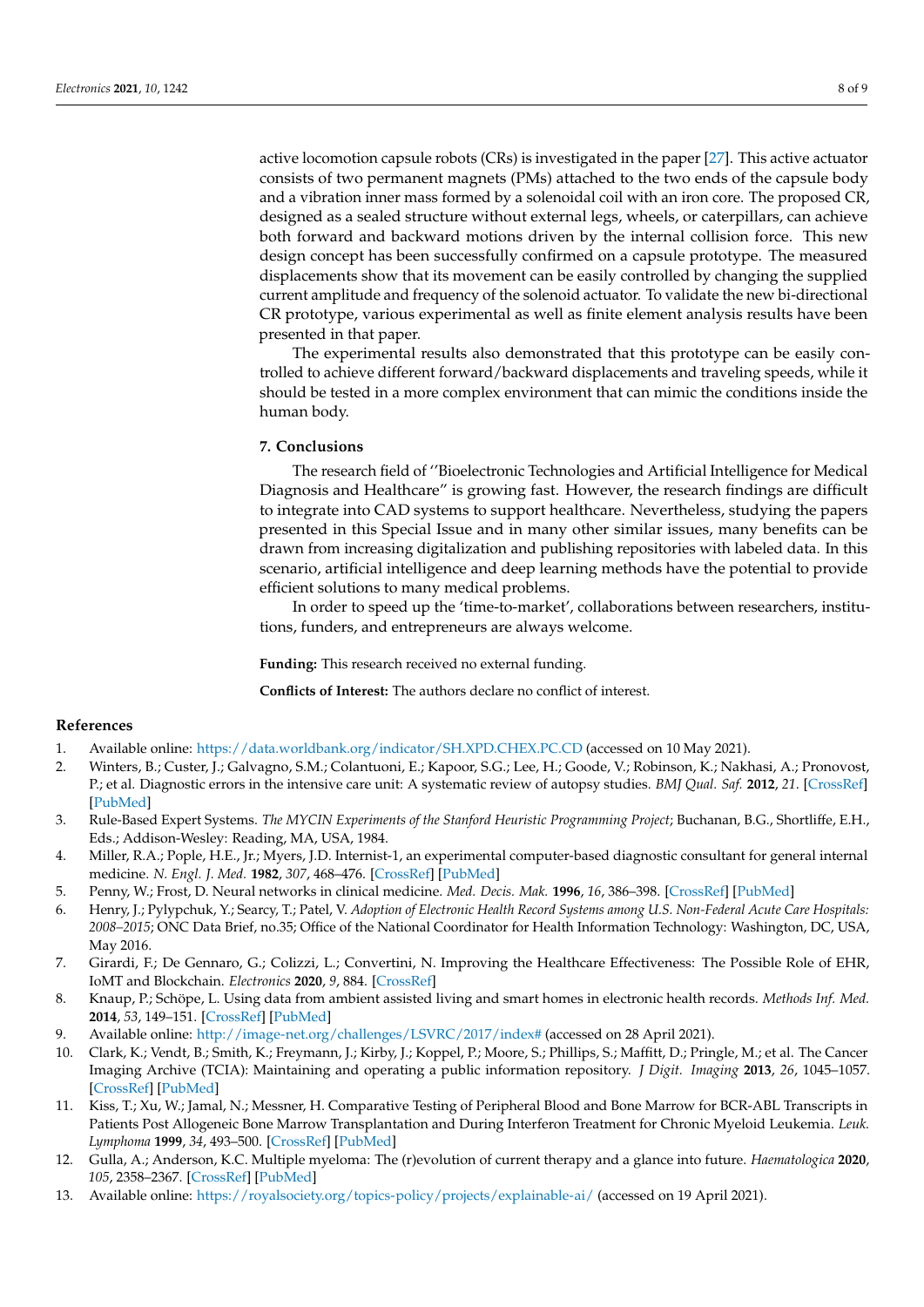active locomotion capsule robots (CRs) is investigated in the paper [27]. This active actuator consists of two permanent magnets (PMs) attached to the two ends of the capsule body and a vibration inner mass formed by a solenoidal coil with an iron core. The proposed CR, designed as a sealed structure without external legs, wheels, or caterpillars, can achieve both forward and backward motions driven by the internal collision force. This new design concept has been successfully confirmed on a capsule prototype. The measured displacements show that its movement can be easily controlled by changing the supplied current amplitude and frequency of the solenoid actuator. To validate the new bi-directional CR prototype, various experimental as well as finite element analysis results have been presented in that paper.

The experimental results also demonstrated that this prototype can be easily controlled to achieve different forward/backward displacements and traveling speeds, while it should be tested in a more complex environment that can mimic the conditions inside the human body.

## 7. Conclusions

The research field of ''Bioelectronic Technologies and Artificial Intelligence for Medical Diagnosis and Healthcare" is growing fast. However, the research findings are difficult to integrate into CAD systems to support healthcare. Nevertheless, studying the papers presented in this Special Issue and in many other similar issues, many benefits can be drawn from increasing digitalization and publishing repositories with labeled data. In this scenario, artificial intelligence and deep learning methods have the potential to provide efficient solutions to many medical problems.

In order to speed up the 'time-to-market', collaborations between researchers, institutions, funders, and entrepreneurs are always welcome.

**Funding:** This research received no external funding.

**Conflicts of Interest:** The authors declare no conflict of interest.

## References

1. Available online: https://data.worldbank.org/indicator/SH.XPD.CHEX.PC.CD (accessed on 10 May 2021).
2. Winters, B.; Custer, J.; Galvagno, S.M.; Colantuoni, E.; Kapoor, S.G.; Lee, H.; Goode, V.; Robinson, K.; Nakhasi, A.; Pronovost, P.; et al. Diagnostic errors in the intensive care unit: A systematic review of autopsy studies. *BMJ Qual. Saf.* **2012**, *21*. [CrossRef] [PubMed]
3. Rule-Based Expert Systems. *The MYCIN Experiments of the Stanford Heuristic Programming Project*; Buchanan, B.G., Shortliffe, E.H., Eds.; Addison-Wesley: Reading, MA, USA, 1984.
4. Miller, R.A.; Pople, H.E., Jr.; Myers, J.D. Internist-1, an experimental computer-based diagnostic consultant for general internal medicine. *N. Engl. J. Med.* **1982**, *307*, 468–476. [CrossRef] [PubMed]
5. Penny, W.; Frost, D. Neural networks in clinical medicine. *Med. Decis. Mak.* **1996**, *16*, 386–398. [CrossRef] [PubMed]
6. Henry, J.; Pylypchuk, Y.; Searcy, T.; Patel, V. *Adoption of Electronic Health Record Systems among U.S. Non-Federal Acute Care Hospitals: 2008–2015*; ONC Data Brief, no.35; Office of the National Coordinator for Health Information Technology: Washington, DC, USA, May 2016.
7. Girardi, F.; De Gennaro, G.; Colizzi, L.; Convertini, N. Improving the Healthcare Effectiveness: The Possible Role of EHR, IoMT and Blockchain. *Electronics* **2020**, *9*, 884. [CrossRef]
8. Knaup, P.; Schöpe, L. Using data from ambient assisted living and smart homes in electronic health records. *Methods Inf. Med.* **2014**, *53*, 149–151. [CrossRef] [PubMed]
9. Available online: http://image-net.org/challenges/LSVRC/2017/index# (accessed on 28 April 2021).
10. Clark, K.; Vendt, B.; Smith, K.; Freymann, J.; Kirby, J.; Koppel, P.; Moore, S.; Phillips, S.; Maffitt, D.; Pringle, M.; et al. The Cancer Imaging Archive (TCIA): Maintaining and operating a public information repository. *J Digit. Imaging* **2013**, *26*, 1045–1057. [CrossRef] [PubMed]
11. Kiss, T.; Xu, W.; Jamal, N.; Messner, H. Comparative Testing of Peripheral Blood and Bone Marrow for BCR-ABL Transcripts in Patients Post Allogeneic Bone Marrow Transplantation and During Interferon Treatment for Chronic Myeloid Leukemia. *Leuk. Lymphoma* **1999**, *34*, 493–500. [CrossRef] [PubMed]
12. Gulla, A.; Anderson, K.C. Multiple myeloma: The (r)evolution of current therapy and a glance into future. *Haematologica* **2020**, *105*, 2358–2367. [CrossRef] [PubMed]
13. Available online: https://royalsociety.org/topics-policy/projects/explainable-ai/ (accessed on 19 April 2021).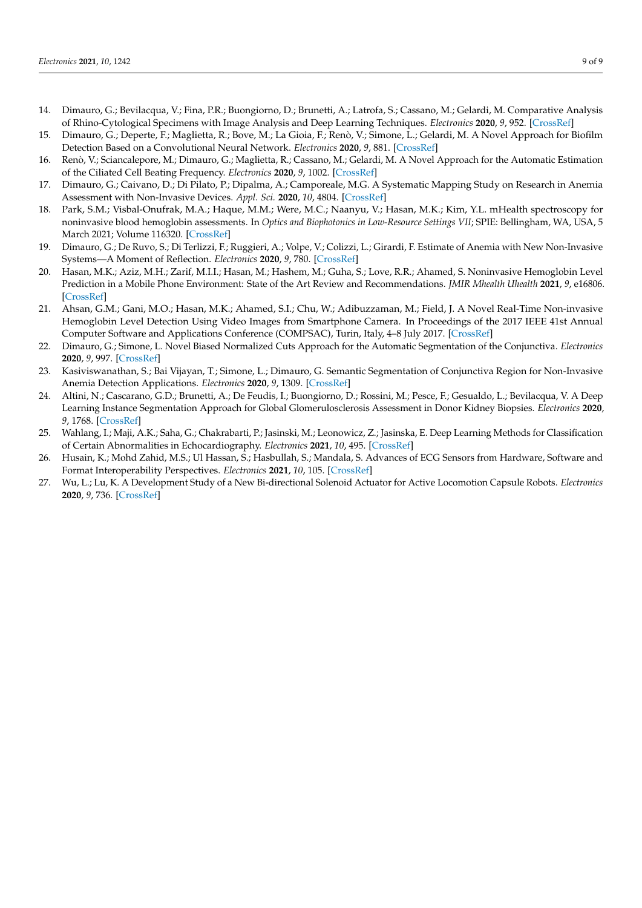14. Dimauro, G.; Bevilacqua, V.; Fina, P.R.; Buongiorno, D.; Brunetti, A.; Latrofa, S.; Cassano, M.; Gelardi, M. Comparative Analysis of Rhino-Cytological Specimens with Image Analysis and Deep Learning Techniques. *Electronics* **2020**, *9*, 952. [CrossRef]
15. Dimauro, G.; Deperte, F.; Maglietta, R.; Bove, M.; La Gioia, F.; Renò, V.; Simone, L.; Gelardi, M. A Novel Approach for Biofilm Detection Based on a Convolutional Neural Network. *Electronics* **2020**, *9*, 881. [CrossRef]
16. Renò, V.; Sciancalepore, M.; Dimauro, G.; Maglietta, R.; Cassano, M.; Gelardi, M. A Novel Approach for the Automatic Estimation of the Ciliated Cell Beating Frequency. *Electronics* **2020**, *9*, 1002. [CrossRef]
17. Dimauro, G.; Caivano, D.; Di Pilato, P.; Dipalma, A.; Camporeale, M.G. A Systematic Mapping Study on Research in Anemia Assessment with Non-Invasive Devices. *Appl. Sci.* **2020**, *10*, 4804. [CrossRef]
18. Park, S.M.; Visbal-Onufrak, M.A.; Haque, M.M.; Were, M.C.; Naanyu, V.; Hasan, M.K.; Kim, Y.L. mHealth spectroscopy for noninvasive blood hemoglobin assessments. In *Optics and Biophotonics in Low-Resource Settings VII*; SPIE: Bellingham, WA, USA, 5 March 2021; Volume 116320. [CrossRef]
19. Dimauro, G.; De Ruvo, S.; Di Terlizzi, F.; Ruggieri, A.; Volpe, V.; Colizzi, L.; Girardi, F. Estimate of Anemia with New Non-Invasive Systems—A Moment of Reflection. *Electronics* **2020**, *9*, 780. [CrossRef]
20. Hasan, M.K.; Aziz, M.H.; Zarif, M.I.I.; Hasan, M.; Hashem, M.; Guha, S.; Love, R.R.; Ahamed, S. Noninvasive Hemoglobin Level Prediction in a Mobile Phone Environment: State of the Art Review and Recommendations. *JMIR Mhealth Uhealth* **2021**, *9*, e16806. [CrossRef]
21. Ahsan, G.M.; Gani, M.O.; Hasan, M.K.; Ahamed, S.I.; Chu, W.; Adibuzzaman, M.; Field, J. A Novel Real-Time Non-invasive Hemoglobin Level Detection Using Video Images from Smartphone Camera. In Proceedings of the 2017 IEEE 41st Annual Computer Software and Applications Conference (COMPSAC), Turin, Italy, 4–8 July 2017. [CrossRef]
22. Dimauro, G.; Simone, L. Novel Biased Normalized Cuts Approach for the Automatic Segmentation of the Conjunctiva. *Electronics* **2020**, *9*, 997. [CrossRef]
23. Kasiviswanathan, S.; Bai Vijayan, T.; Simone, L.; Dimauro, G. Semantic Segmentation of Conjunctiva Region for Non-Invasive Anemia Detection Applications. *Electronics* **2020**, *9*, 1309. [CrossRef]
24. Altini, N.; Cascarano, G.D.; Brunetti, A.; De Feudis, I.; Buongiorno, D.; Rossini, M.; Pesce, F.; Gesualdo, L.; Bevilacqua, V. A Deep Learning Instance Segmentation Approach for Global Glomerulosclerosis Assessment in Donor Kidney Biopsies. *Electronics* **2020**, *9*, 1768. [CrossRef]
25. Wahlang, I.; Maji, A.K.; Saha, G.; Chakrabarti, P.; Jasinski, M.; Leonowicz, Z.; Jasinska, E. Deep Learning Methods for Classification of Certain Abnormalities in Echocardiography. *Electronics* **2021**, *10*, 495. [CrossRef]
26. Husain, K.; Mohd Zahid, M.S.; Ul Hassan, S.; Hasbullah, S.; Mandala, S. Advances of ECG Sensors from Hardware, Software and Format Interoperability Perspectives. *Electronics* **2021**, *10*, 105. [CrossRef]
27. Wu, L.; Lu, K. A Development Study of a New Bi-directional Solenoid Actuator for Active Locomotion Capsule Robots. *Electronics* **2020**, *9*, 736. [CrossRef]